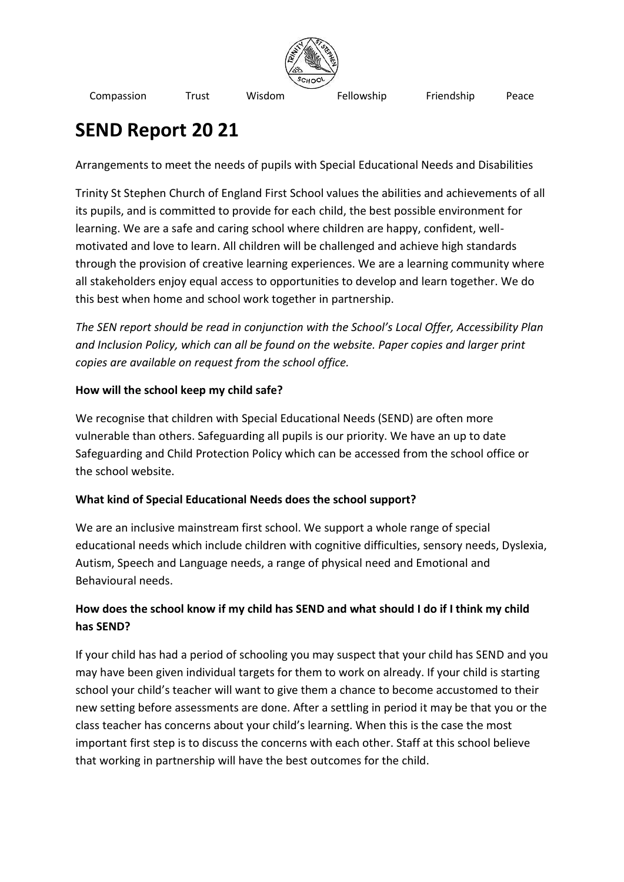Compassion Trust Wisdom Fellowship Friendship Peace

# SEND Report 20 21

Arrangements to meet the needs of pupils with Special Educational Needs and Disabilities

Trinity St Stephen Church of England First School values the abilities and achievements of all its pupils, and is committed to provide for each child, the best possible environment for learning. We are a safe and caring school where children are happy, confident, well-motivated and love to learn. All children will be challenged and achieve high standards through the provision of creative learning experiences. We are a learning community where all stakeholders enjoy equal access to opportunities to develop and learn together. We do this best when home and school work together in partnership.

*The SEN report should be read in conjunction with the School's Local Offer, Accessibility Plan and Inclusion Policy, which can all be found on the website. Paper copies and larger print copies are available on request from the school office.*

**How will the school keep my child safe?**

We recognise that children with Special Educational Needs (SEND) are often more vulnerable than others. Safeguarding all pupils is our priority. We have an up to date Safeguarding and Child Protection Policy which can be accessed from the school office or the school website.

**What kind of Special Educational Needs does the school support?**

We are an inclusive mainstream first school. We support a whole range of special educational needs which include children with cognitive difficulties, sensory needs, Dyslexia, Autism, Speech and Language needs, a range of physical need and Emotional and Behavioural needs.

**How does the school know if my child has SEND and what should I do if I think my child has SEND?**

If your child has had a period of schooling you may suspect that your child has SEND and you may have been given individual targets for them to work on already. If your child is starting school your child's teacher will want to give them a chance to become accustomed to their new setting before assessments are done. After a settling in period it may be that you or the class teacher has concerns about your child's learning. When this is the case the most important first step is to discuss the concerns with each other. Staff at this school believe that working in partnership will have the best outcomes for the child.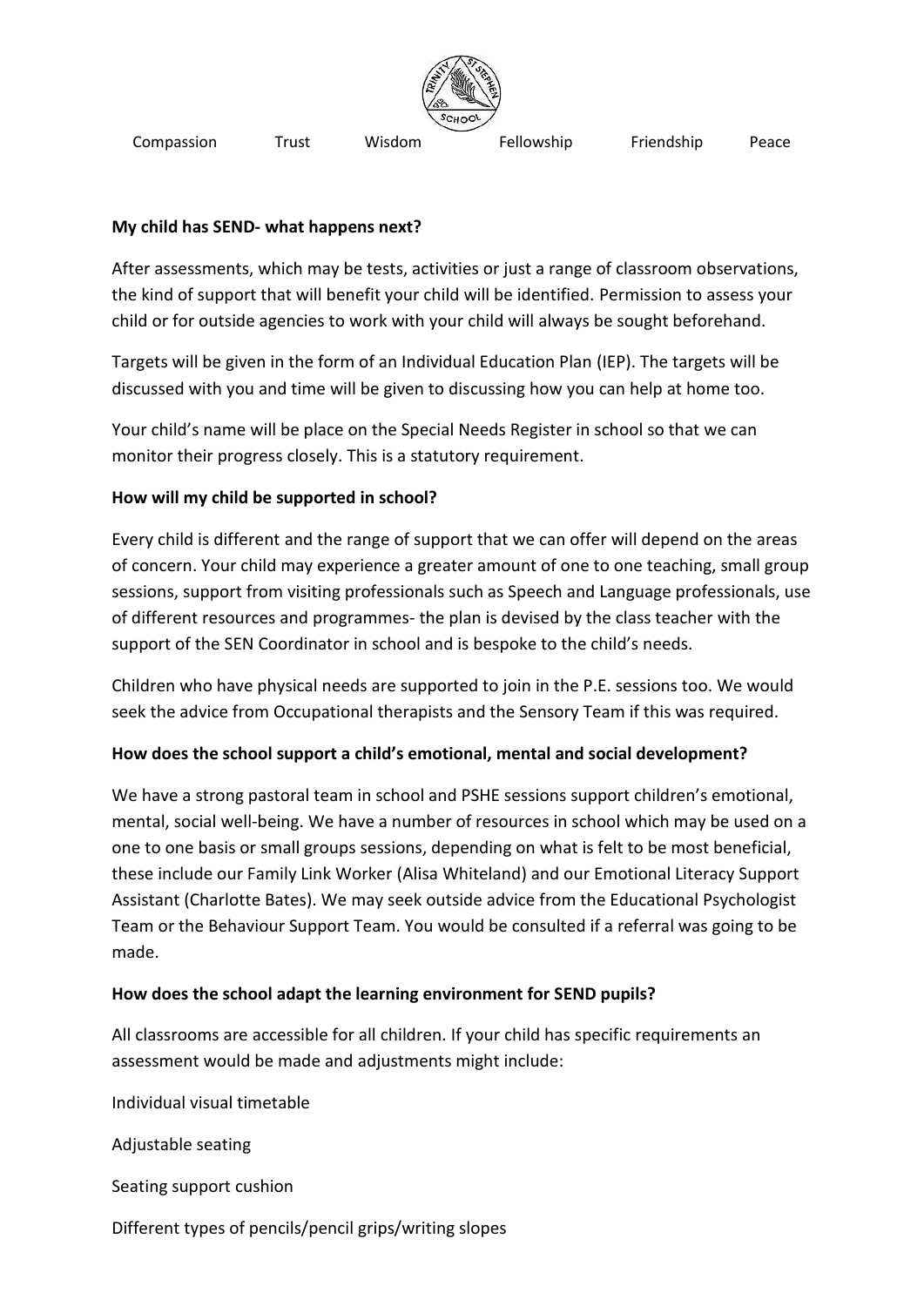Compassion Trust Wisdom Fellowship Friendship Peace

**My child has SEND- what happens next?**

After assessments, which may be tests, activities or just a range of classroom observations, the kind of support that will benefit your child will be identified. Permission to assess your child or for outside agencies to work with your child will always be sought beforehand.

Targets will be given in the form of an Individual Education Plan (IEP). The targets will be discussed with you and time will be given to discussing how you can help at home too.

Your child's name will be place on the Special Needs Register in school so that we can monitor their progress closely. This is a statutory requirement.

**How will my child be supported in school?**

Every child is different and the range of support that we can offer will depend on the areas of concern. Your child may experience a greater amount of one to one teaching, small group sessions, support from visiting professionals such as Speech and Language professionals, use of different resources and programmes- the plan is devised by the class teacher with the support of the SEN Coordinator in school and is bespoke to the child's needs.

Children who have physical needs are supported to join in the P.E. sessions too. We would seek the advice from Occupational therapists and the Sensory Team if this was required.

**How does the school support a child's emotional, mental and social development?**

We have a strong pastoral team in school and PSHE sessions support children's emotional, mental, social well-being. We have a number of resources in school which may be used on a one to one basis or small groups sessions, depending on what is felt to be most beneficial, these include our Family Link Worker (Alisa Whiteland) and our Emotional Literacy Support Assistant (Charlotte Bates). We may seek outside advice from the Educational Psychologist Team or the Behaviour Support Team. You would be consulted if a referral was going to be made.

**How does the school adapt the learning environment for SEND pupils?**

All classrooms are accessible for all children. If your child has specific requirements an assessment would be made and adjustments might include:

Individual visual timetable

Adjustable seating

Seating support cushion

Different types of pencils/pencil grips/writing slopes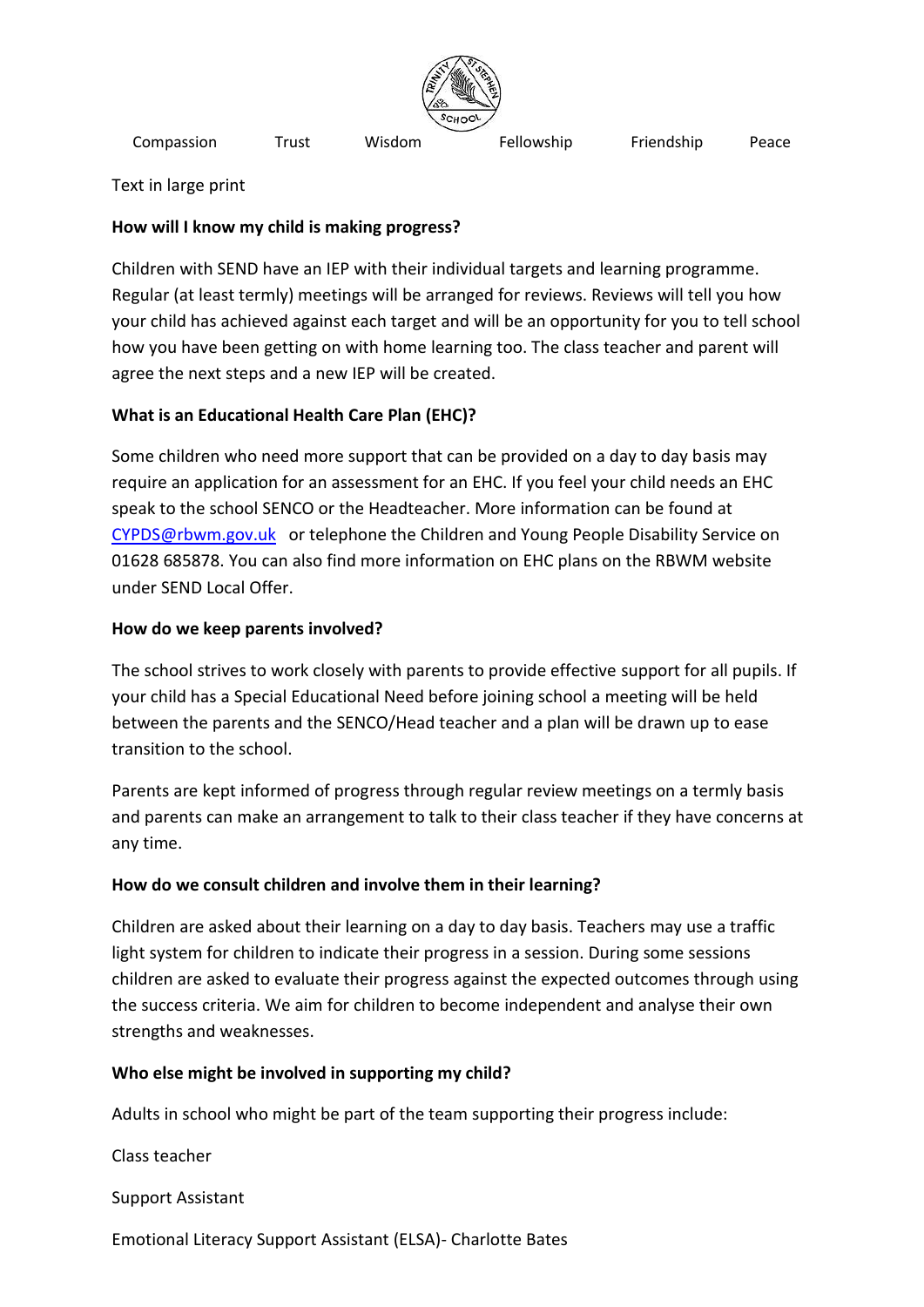Compassion Trust Wisdom Fellowship Friendship Peace

Text in large print

**How will I know my child is making progress?**

Children with SEND have an IEP with their individual targets and learning programme. Regular (at least termly) meetings will be arranged for reviews. Reviews will tell you how your child has achieved against each target and will be an opportunity for you to tell school how you have been getting on with home learning too. The class teacher and parent will agree the next steps and a new IEP will be created.

**What is an Educational Health Care Plan (EHC)?**

Some children who need more support that can be provided on a day to day basis may require an application for an assessment for an EHC. If you feel your child needs an EHC speak to the school SENCO or the Headteacher. More information can be found at CYPDS@rbwm.gov.uk or telephone the Children and Young People Disability Service on 01628 685878. You can also find more information on EHC plans on the RBWM website under SEND Local Offer.

**How do we keep parents involved?**

The school strives to work closely with parents to provide effective support for all pupils. If your child has a Special Educational Need before joining school a meeting will be held between the parents and the SENCO/Head teacher and a plan will be drawn up to ease transition to the school.

Parents are kept informed of progress through regular review meetings on a termly basis and parents can make an arrangement to talk to their class teacher if they have concerns at any time.

**How do we consult children and involve them in their learning?**

Children are asked about their learning on a day to day basis. Teachers may use a traffic light system for children to indicate their progress in a session. During some sessions children are asked to evaluate their progress against the expected outcomes through using the success criteria. We aim for children to become independent and analyse their own strengths and weaknesses.

**Who else might be involved in supporting my child?**

Adults in school who might be part of the team supporting their progress include:

Class teacher

Support Assistant

Emotional Literacy Support Assistant (ELSA)- Charlotte Bates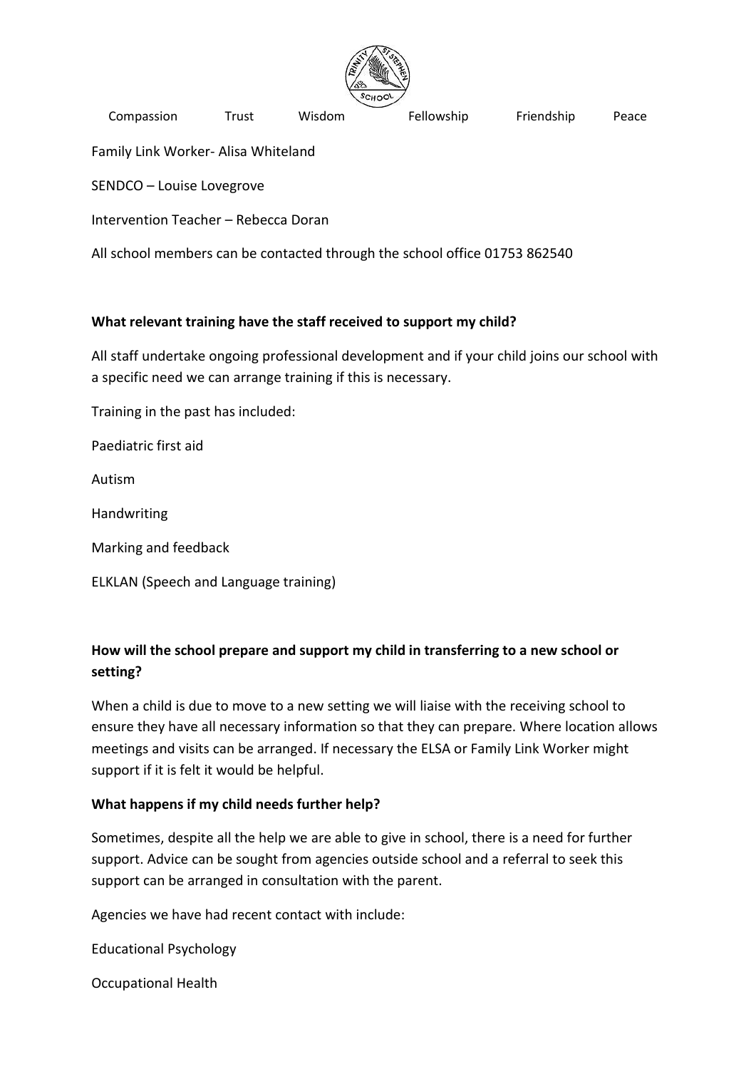Compassion Trust Wisdom Fellowship Friendship Peace

Family Link Worker- Alisa Whiteland

SENDCO – Louise Lovegrove

Intervention Teacher – Rebecca Doran

All school members can be contacted through the school office 01753 862540

**What relevant training have the staff received to support my child?**

All staff undertake ongoing professional development and if your child joins our school with a specific need we can arrange training if this is necessary.

Training in the past has included:

Paediatric first aid

Autism

Handwriting

Marking and feedback

ELKLAN (Speech and Language training)

**How will the school prepare and support my child in transferring to a new school or setting?**

When a child is due to move to a new setting we will liaise with the receiving school to ensure they have all necessary information so that they can prepare. Where location allows meetings and visits can be arranged. If necessary the ELSA or Family Link Worker might support if it is felt it would be helpful.

**What happens if my child needs further help?**

Sometimes, despite all the help we are able to give in school, there is a need for further support. Advice can be sought from agencies outside school and a referral to seek this support can be arranged in consultation with the parent.

Agencies we have had recent contact with include:

Educational Psychology

Occupational Health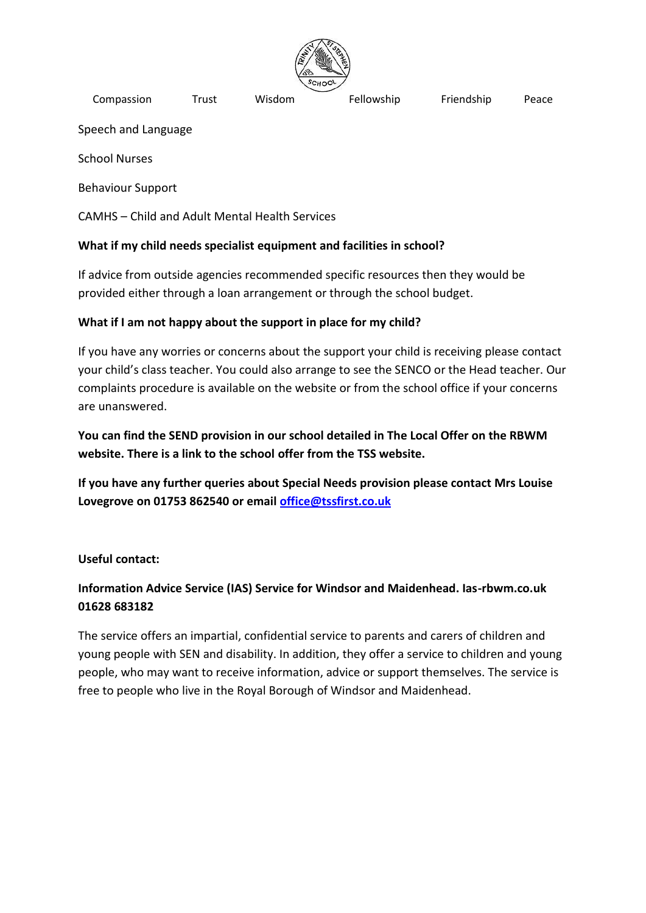Speech and Language

School Nurses

Behaviour Support

CAMHS – Child and Adult Mental Health Services

**What if my child needs specialist equipment and facilities in school?**

If advice from outside agencies recommended specific resources then they would be provided either through a loan arrangement or through the school budget.

**What if I am not happy about the support in place for my child?**

If you have any worries or concerns about the support your child is receiving please contact your child's class teacher. You could also arrange to see the SENCO or the Head teacher. Our complaints procedure is available on the website or from the school office if your concerns are unanswered.

**You can find the SEND provision in our school detailed in The Local Offer on the RBWM website. There is a link to the school offer from the TSS website.**

**If you have any further queries about Special Needs provision please contact Mrs Louise Lovegrove on 01753 862540 or email [office@tssfirst.co.uk](mailto:office@tssfirst.co.uk)**

**Useful contact:**

**Information Advice Service (IAS) Service for Windsor and Maidenhead. Ias-rbwm.co.uk 01628 683182**

The service offers an impartial, confidential service to parents and carers of children and young people with SEN and disability. In addition, they offer a service to children and young people, who may want to receive information, advice or support themselves. The service is free to people who live in the Royal Borough of Windsor and Maidenhead.